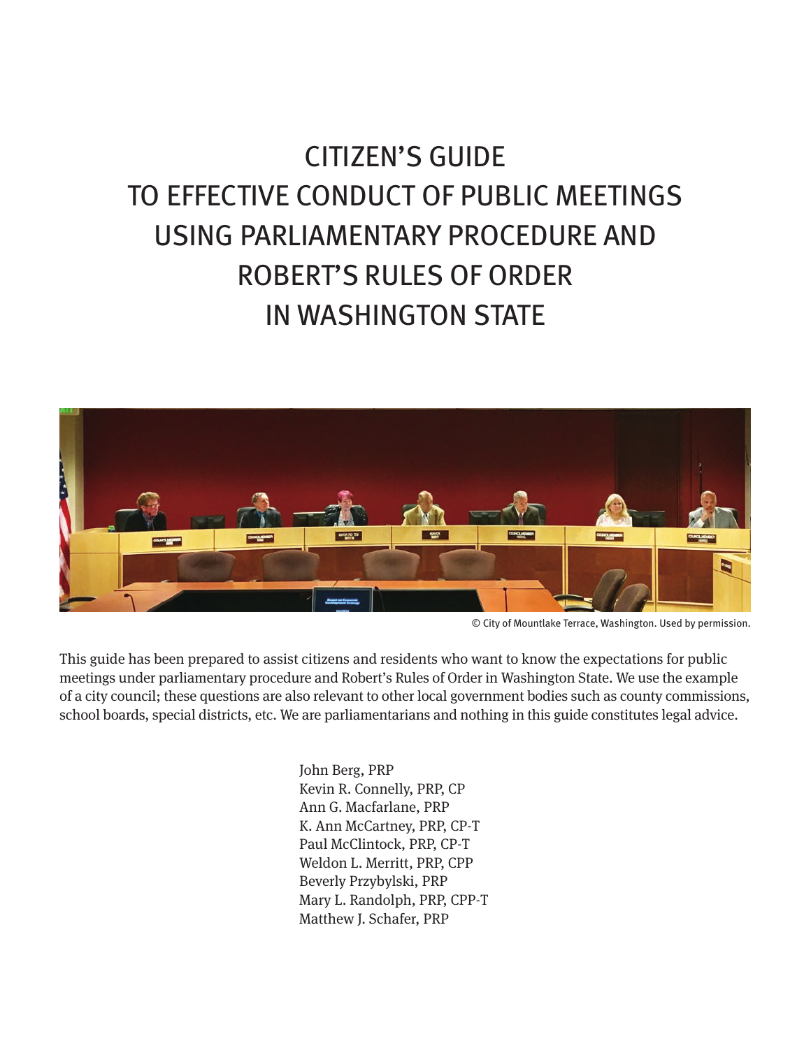# CITIZEN'S GUIDE TO EFFECTIVE CONDUCT OF PUBLIC MEETINGS USING PARLIAMENTARY PROCEDURE AND ROBERT'S RULES OF ORDER IN WASHINGTON STATE

© City of Mountlake Terrace, Washington. Used by permission.

This guide has been prepared to assist citizens and residents who want to know the expectations for public meetings under parliamentary procedure and Robert's Rules of Order in Washington State. We use the example of a city council; these questions are also relevant to other local government bodies such as county commissions, school boards, special districts, etc. We are parliamentarians and nothing in this guide constitutes legal advice.

John Berg, PRP
Kevin R. Connelly, PRP, CP
Ann G. Macfarlane, PRP
K. Ann McCartney, PRP, CP-T
Paul McClintock, PRP, CP-T
Weldon L. Merritt, PRP, CPP
Beverly Przybylski, PRP
Mary L. Randolph, PRP, CPP-T
Matthew J. Schafer, PRP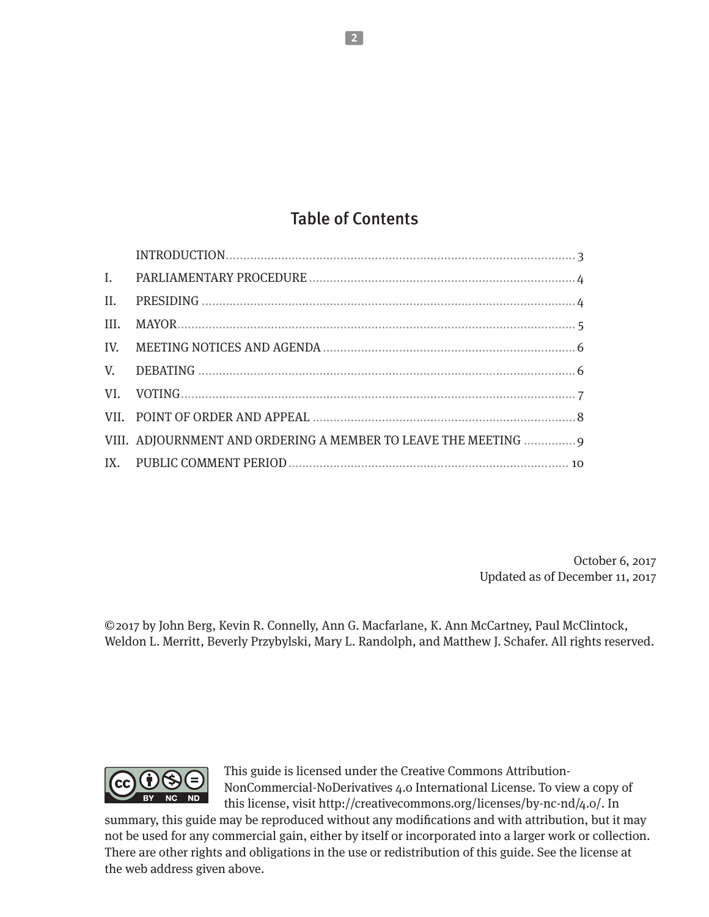## Table of Contents

| | | |
|---|---|---|
| | INTRODUCTION | 3 |
| I. | PARLIAMENTARY PROCEDURE | 4 |
| II. | PRESIDING | 4 |
| III. | MAYOR | 5 |
| IV. | MEETING NOTICES AND AGENDA | 6 |
| V. | DEBATING | 6 |
| VI. | VOTING | 7 |
| VII. | POINT OF ORDER AND APPEAL | 8 |
| VIII. | ADJOURNMENT AND ORDERING A MEMBER TO LEAVE THE MEETING | 9 |
| IX. | PUBLIC COMMENT PERIOD | 10 |

October 6, 2017
Updated as of December 11, 2017

©2017 by John Berg, Kevin R. Connelly, Ann G. Macfarlane, K. Ann McCartney, Paul McClintock, Weldon L. Merritt, Beverly Przybylski, Mary L. Randolph, and Matthew J. Schafer. All rights reserved.

This guide is licensed under the Creative Commons Attribution-NonCommercial-NoDerivatives 4.0 International License. To view a copy of this license, visit http://creativecommons.org/licenses/by-nc-nd/4.0/. In summary, this guide may be reproduced without any modifications and with attribution, but it may not be used for any commercial gain, either by itself or incorporated into a larger work or collection. There are other rights and obligations in the use or redistribution of this guide. See the license at the web address given above.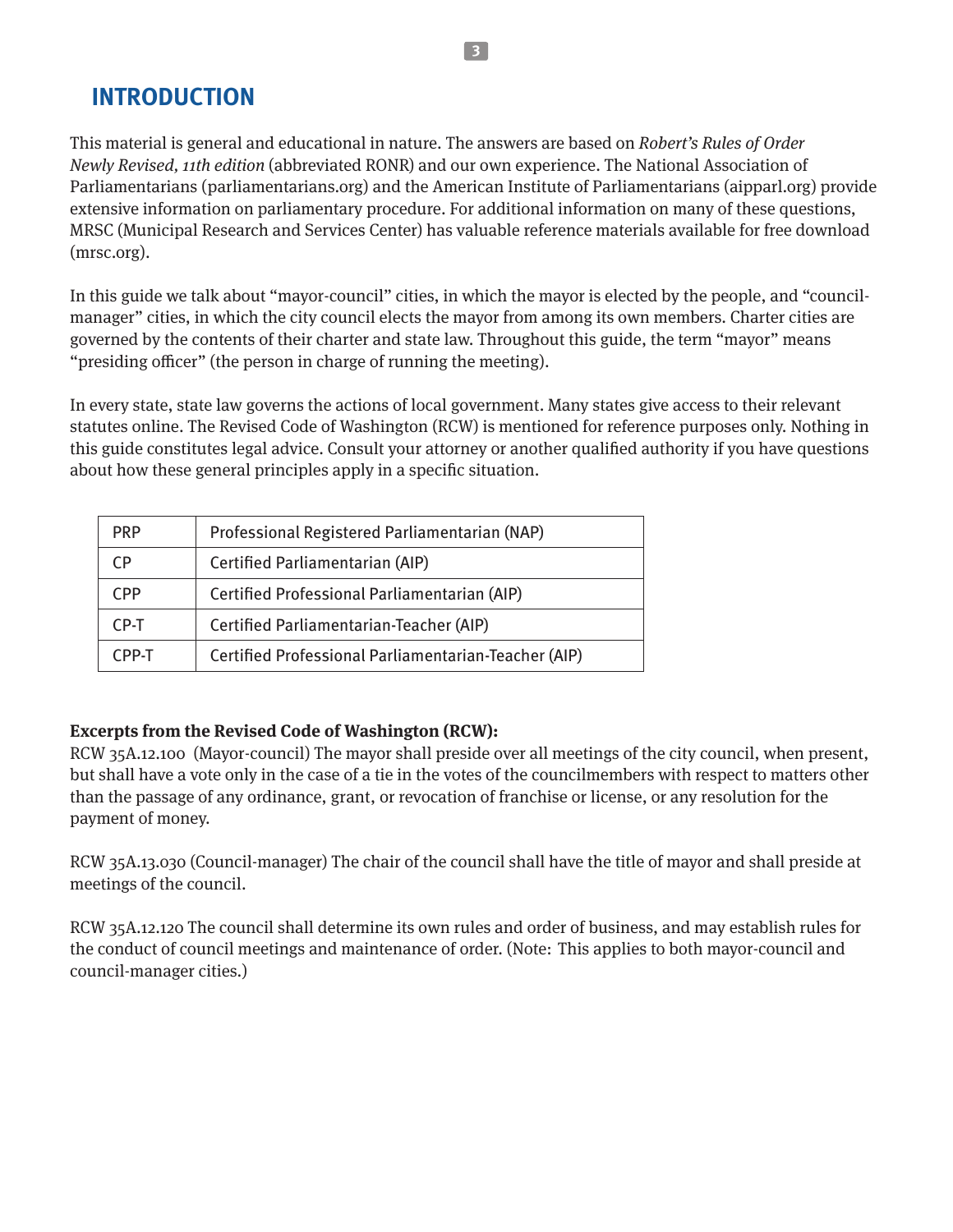## INTRODUCTION

This material is general and educational in nature. The answers are based on *Robert's Rules of Order Newly Revised, 11th edition* (abbreviated RONR) and our own experience. The National Association of Parliamentarians (parliamentarians.org) and the American Institute of Parliamentarians (aipparl.org) provide extensive information on parliamentary procedure. For additional information on many of these questions, MRSC (Municipal Research and Services Center) has valuable reference materials available for free download (mrsc.org).

In this guide we talk about "mayor-council" cities, in which the mayor is elected by the people, and "council-manager" cities, in which the city council elects the mayor from among its own members. Charter cities are governed by the contents of their charter and state law. Throughout this guide, the term "mayor" means "presiding officer" (the person in charge of running the meeting).

In every state, state law governs the actions of local government. Many states give access to their relevant statutes online. The Revised Code of Washington (RCW) is mentioned for reference purposes only. Nothing in this guide constitutes legal advice. Consult your attorney or another qualified authority if you have questions about how these general principles apply in a specific situation.

| PRP | Professional Registered Parliamentarian (NAP) |
|---|---|
| CP | Certified Parliamentarian (AIP) |
| CPP | Certified Professional Parliamentarian (AIP) |
| CP-T | Certified Parliamentarian-Teacher (AIP) |
| CPP-T | Certified Professional Parliamentarian-Teacher (AIP) |

**Excerpts from the Revised Code of Washington (RCW):**

RCW 35A.12.100 (Mayor-council) The mayor shall preside over all meetings of the city council, when present, but shall have a vote only in the case of a tie in the votes of the councilmembers with respect to matters other than the passage of any ordinance, grant, or revocation of franchise or license, or any resolution for the payment of money.

RCW 35A.13.030 (Council-manager) The chair of the council shall have the title of mayor and shall preside at meetings of the council.

RCW 35A.12.120 The council shall determine its own rules and order of business, and may establish rules for the conduct of council meetings and maintenance of order. (Note: This applies to both mayor-council and council-manager cities.)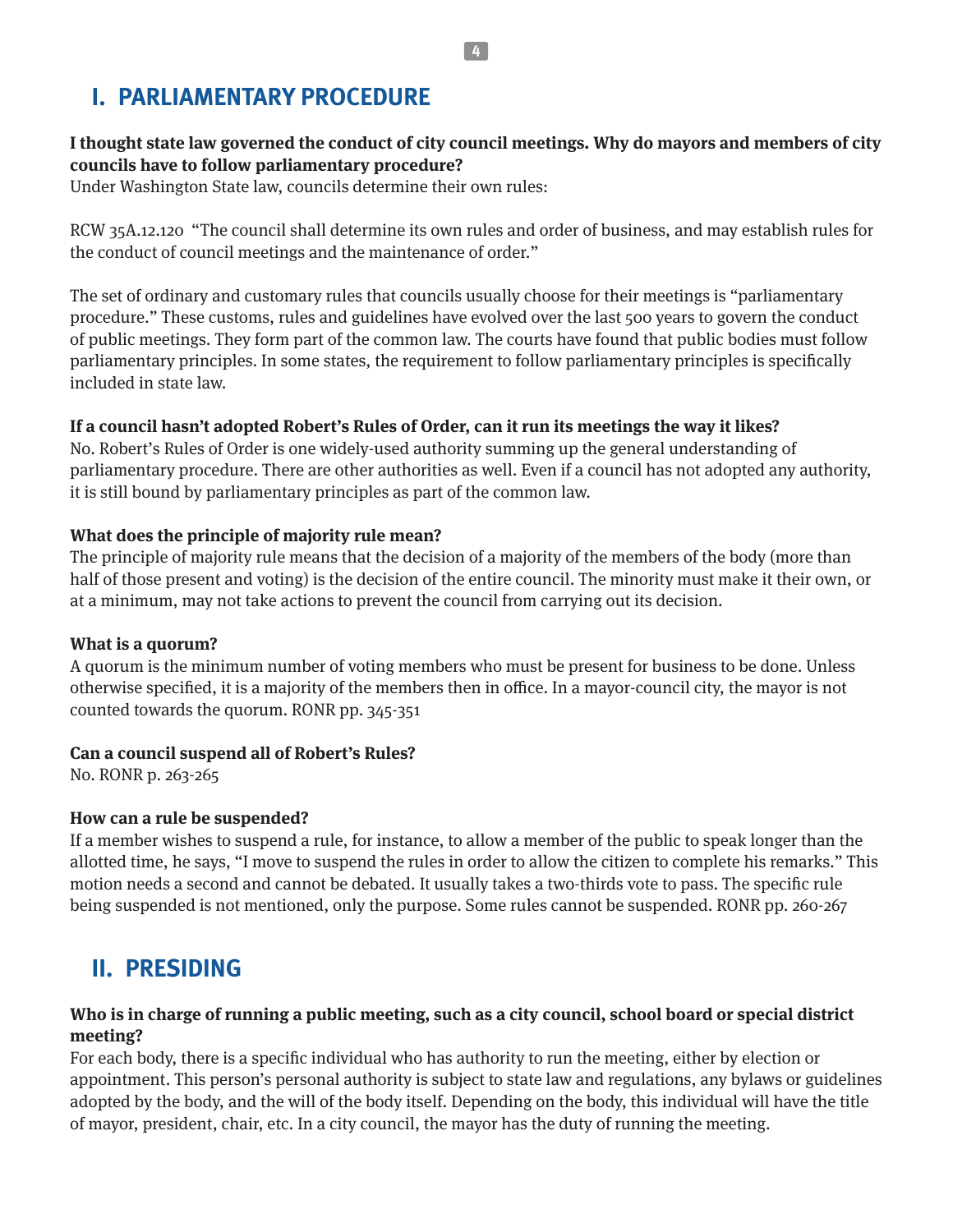## I. PARLIAMENTARY PROCEDURE

**I thought state law governed the conduct of city council meetings. Why do mayors and members of city councils have to follow parliamentary procedure?**
Under Washington State law, councils determine their own rules:

RCW 35A.12.120 "The council shall determine its own rules and order of business, and may establish rules for the conduct of council meetings and the maintenance of order."

The set of ordinary and customary rules that councils usually choose for their meetings is "parliamentary procedure." These customs, rules and guidelines have evolved over the last 500 years to govern the conduct of public meetings. They form part of the common law. The courts have found that public bodies must follow parliamentary principles. In some states, the requirement to follow parliamentary principles is specifically included in state law.

**If a council hasn't adopted Robert's Rules of Order, can it run its meetings the way it likes?**
No. Robert's Rules of Order is one widely-used authority summing up the general understanding of parliamentary procedure. There are other authorities as well. Even if a council has not adopted any authority, it is still bound by parliamentary principles as part of the common law.

**What does the principle of majority rule mean?**
The principle of majority rule means that the decision of a majority of the members of the body (more than half of those present and voting) is the decision of the entire council. The minority must make it their own, or at a minimum, may not take actions to prevent the council from carrying out its decision.

**What is a quorum?**
A quorum is the minimum number of voting members who must be present for business to be done. Unless otherwise specified, it is a majority of the members then in office. In a mayor-council city, the mayor is not counted towards the quorum. RONR pp. 345-351

**Can a council suspend all of Robert's Rules?**
No. RONR p. 263-265

**How can a rule be suspended?**
If a member wishes to suspend a rule, for instance, to allow a member of the public to speak longer than the allotted time, he says, "I move to suspend the rules in order to allow the citizen to complete his remarks." This motion needs a second and cannot be debated. It usually takes a two-thirds vote to pass. The specific rule being suspended is not mentioned, only the purpose. Some rules cannot be suspended. RONR pp. 260-267

## II. PRESIDING

**Who is in charge of running a public meeting, such as a city council, school board or special district meeting?**
For each body, there is a specific individual who has authority to run the meeting, either by election or appointment. This person's personal authority is subject to state law and regulations, any bylaws or guidelines adopted by the body, and the will of the body itself. Depending on the body, this individual will have the title of mayor, president, chair, etc. In a city council, the mayor has the duty of running the meeting.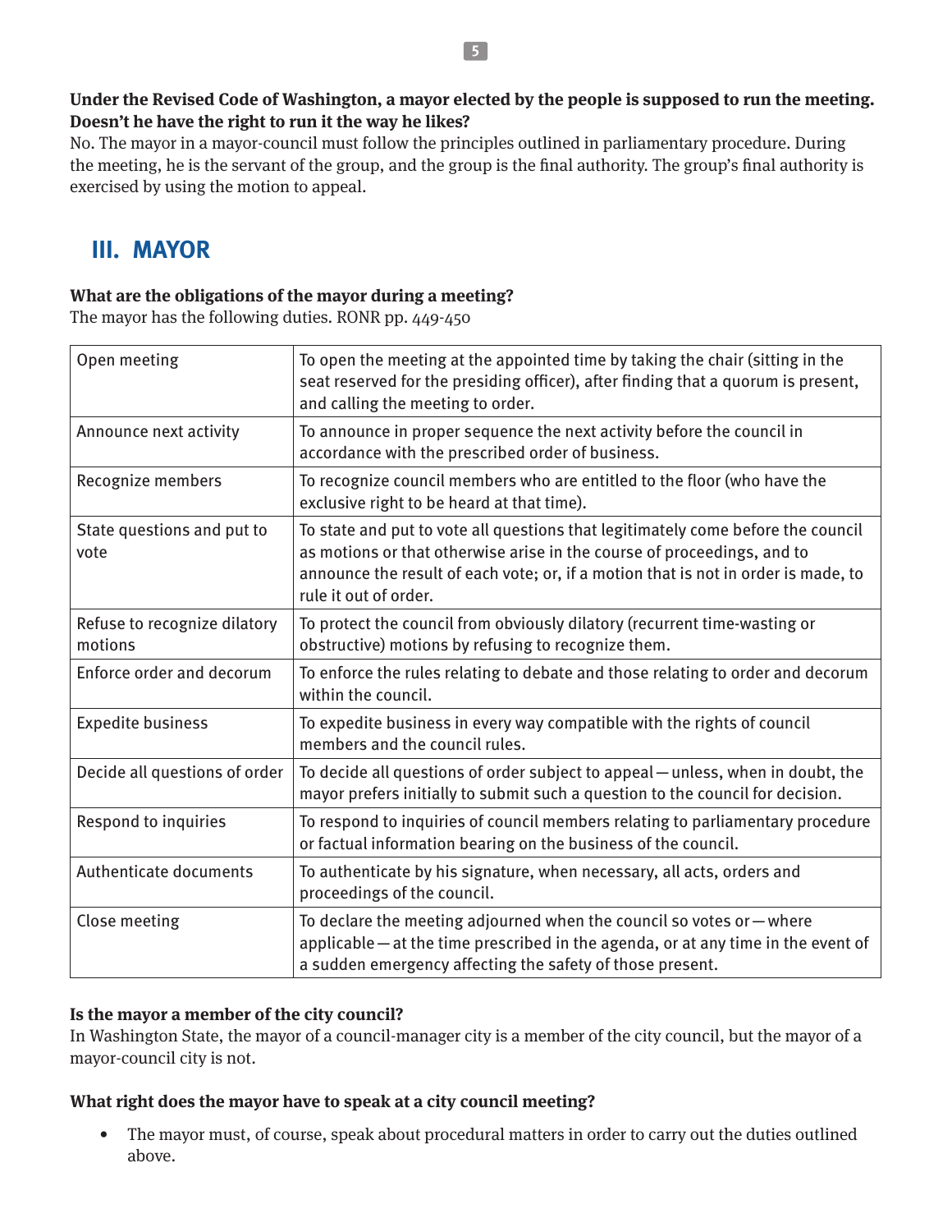**Under the Revised Code of Washington, a mayor elected by the people is supposed to run the meeting. Doesn't he have the right to run it the way he likes?**

No. The mayor in a mayor-council must follow the principles outlined in parliamentary procedure. During the meeting, he is the servant of the group, and the group is the final authority. The group's final authority is exercised by using the motion to appeal.

## III. MAYOR

**What are the obligations of the mayor during a meeting?**

The mayor has the following duties. RONR pp. 449-450

| | |
|---|---|
| Open meeting | To open the meeting at the appointed time by taking the chair (sitting in the seat reserved for the presiding officer), after finding that a quorum is present, and calling the meeting to order. |
| Announce next activity | To announce in proper sequence the next activity before the council in accordance with the prescribed order of business. |
| Recognize members | To recognize council members who are entitled to the floor (who have the exclusive right to be heard at that time). |
| State questions and put to vote | To state and put to vote all questions that legitimately come before the council as motions or that otherwise arise in the course of proceedings, and to announce the result of each vote; or, if a motion that is not in order is made, to rule it out of order. |
| Refuse to recognize dilatory motions | To protect the council from obviously dilatory (recurrent time-wasting or obstructive) motions by refusing to recognize them. |
| Enforce order and decorum | To enforce the rules relating to debate and those relating to order and decorum within the council. |
| Expedite business | To expedite business in every way compatible with the rights of council members and the council rules. |
| Decide all questions of order | To decide all questions of order subject to appeal — unless, when in doubt, the mayor prefers initially to submit such a question to the council for decision. |
| Respond to inquiries | To respond to inquiries of council members relating to parliamentary procedure or factual information bearing on the business of the council. |
| Authenticate documents | To authenticate by his signature, when necessary, all acts, orders and proceedings of the council. |
| Close meeting | To declare the meeting adjourned when the council so votes or — where applicable — at the time prescribed in the agenda, or at any time in the event of a sudden emergency affecting the safety of those present. |

**Is the mayor a member of the city council?**

In Washington State, the mayor of a council-manager city is a member of the city council, but the mayor of a mayor-council city is not.

**What right does the mayor have to speak at a city council meeting?**

- The mayor must, of course, speak about procedural matters in order to carry out the duties outlined above.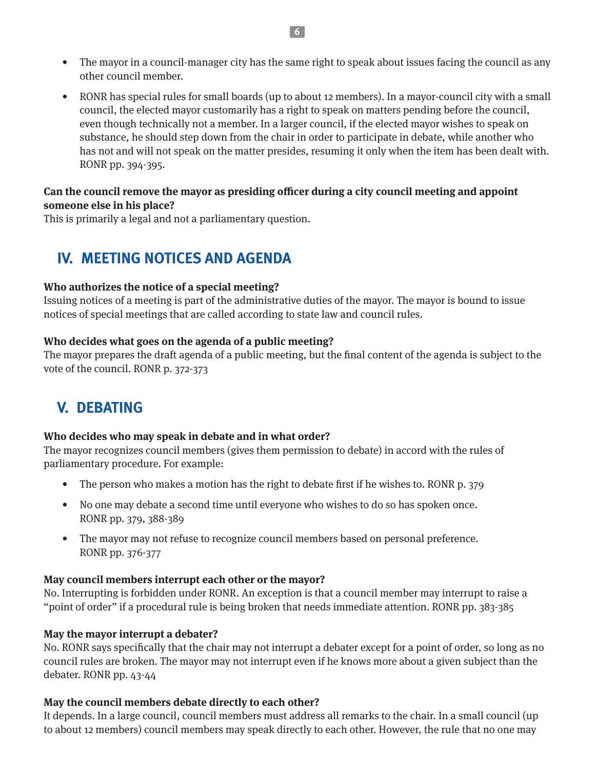- The mayor in a council-manager city has the same right to speak about issues facing the council as any other council member.

- RONR has special rules for small boards (up to about 12 members). In a mayor-council city with a small council, the elected mayor customarily has a right to speak on matters pending before the council, even though technically not a member. In a larger council, if the elected mayor wishes to speak on substance, he should step down from the chair in order to participate in debate, while another who has not and will not speak on the matter presides, resuming it only when the item has been dealt with. RONR pp. 394-395.

**Can the council remove the mayor as presiding officer during a city council meeting and appoint someone else in his place?**
This is primarily a legal and not a parliamentary question.

## IV. MEETING NOTICES AND AGENDA

**Who authorizes the notice of a special meeting?**
Issuing notices of a meeting is part of the administrative duties of the mayor. The mayor is bound to issue notices of special meetings that are called according to state law and council rules.

**Who decides what goes on the agenda of a public meeting?**
The mayor prepares the draft agenda of a public meeting, but the final content of the agenda is subject to the vote of the council. RONR p. 372-373

## V. DEBATING

**Who decides who may speak in debate and in what order?**
The mayor recognizes council members (gives them permission to debate) in accord with the rules of parliamentary procedure. For example:

- The person who makes a motion has the right to debate first if he wishes to. RONR p. 379

- No one may debate a second time until everyone who wishes to do so has spoken once. RONR pp. 379, 388-389

- The mayor may not refuse to recognize council members based on personal preference. RONR pp. 376-377

**May council members interrupt each other or the mayor?**
No. Interrupting is forbidden under RONR. An exception is that a council member may interrupt to raise a "point of order" if a procedural rule is being broken that needs immediate attention. RONR pp. 383-385

**May the mayor interrupt a debater?**
No. RONR says specifically that the chair may not interrupt a debater except for a point of order, so long as no council rules are broken. The mayor may not interrupt even if he knows more about a given subject than the debater. RONR pp. 43-44

**May the council members debate directly to each other?**
It depends. In a large council, council members must address all remarks to the chair. In a small council (up to about 12 members) council members may speak directly to each other. However, the rule that no one may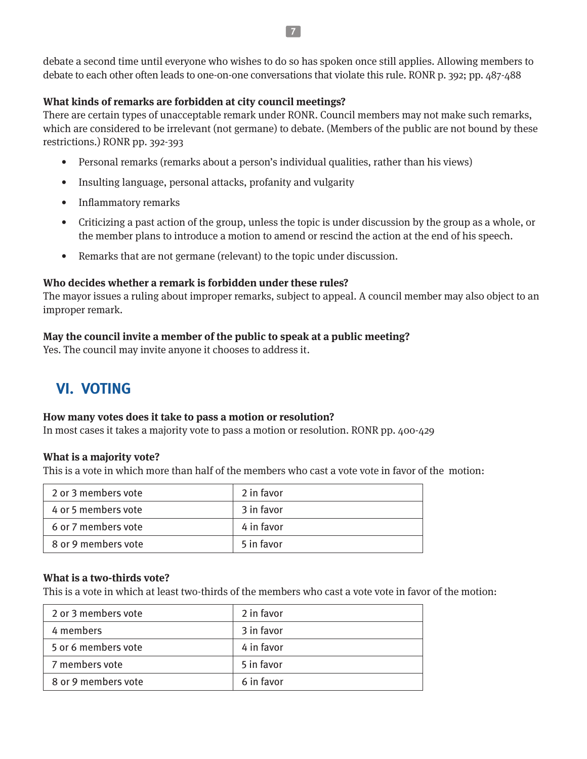debate a second time until everyone who wishes to do so has spoken once still applies. Allowing members to debate to each other often leads to one-on-one conversations that violate this rule. RONR p. 392; pp. 487-488

**What kinds of remarks are forbidden at city council meetings?**
There are certain types of unacceptable remark under RONR. Council members may not make such remarks, which are considered to be irrelevant (not germane) to debate. (Members of the public are not bound by these restrictions.) RONR pp. 392-393

- Personal remarks (remarks about a person's individual qualities, rather than his views)
- Insulting language, personal attacks, profanity and vulgarity
- Inflammatory remarks
- Criticizing a past action of the group, unless the topic is under discussion by the group as a whole, or the member plans to introduce a motion to amend or rescind the action at the end of his speech.
- Remarks that are not germane (relevant) to the topic under discussion.

**Who decides whether a remark is forbidden under these rules?**
The mayor issues a ruling about improper remarks, subject to appeal. A council member may also object to an improper remark.

**May the council invite a member of the public to speak at a public meeting?**
Yes. The council may invite anyone it chooses to address it.

## VI. VOTING

**How many votes does it take to pass a motion or resolution?**
In most cases it takes a majority vote to pass a motion or resolution. RONR pp. 400-429

**What is a majority vote?**
This is a vote in which more than half of the members who cast a vote vote in favor of the motion:

| | |
|---|---|
| 2 or 3 members vote | 2 in favor |
| 4 or 5 members vote | 3 in favor |
| 6 or 7 members vote | 4 in favor |
| 8 or 9 members vote | 5 in favor |

**What is a two-thirds vote?**
This is a vote in which at least two-thirds of the members who cast a vote vote in favor of the motion:

| | |
|---|---|
| 2 or 3 members vote | 2 in favor |
| 4 members | 3 in favor |
| 5 or 6 members vote | 4 in favor |
| 7 members vote | 5 in favor |
| 8 or 9 members vote | 6 in favor |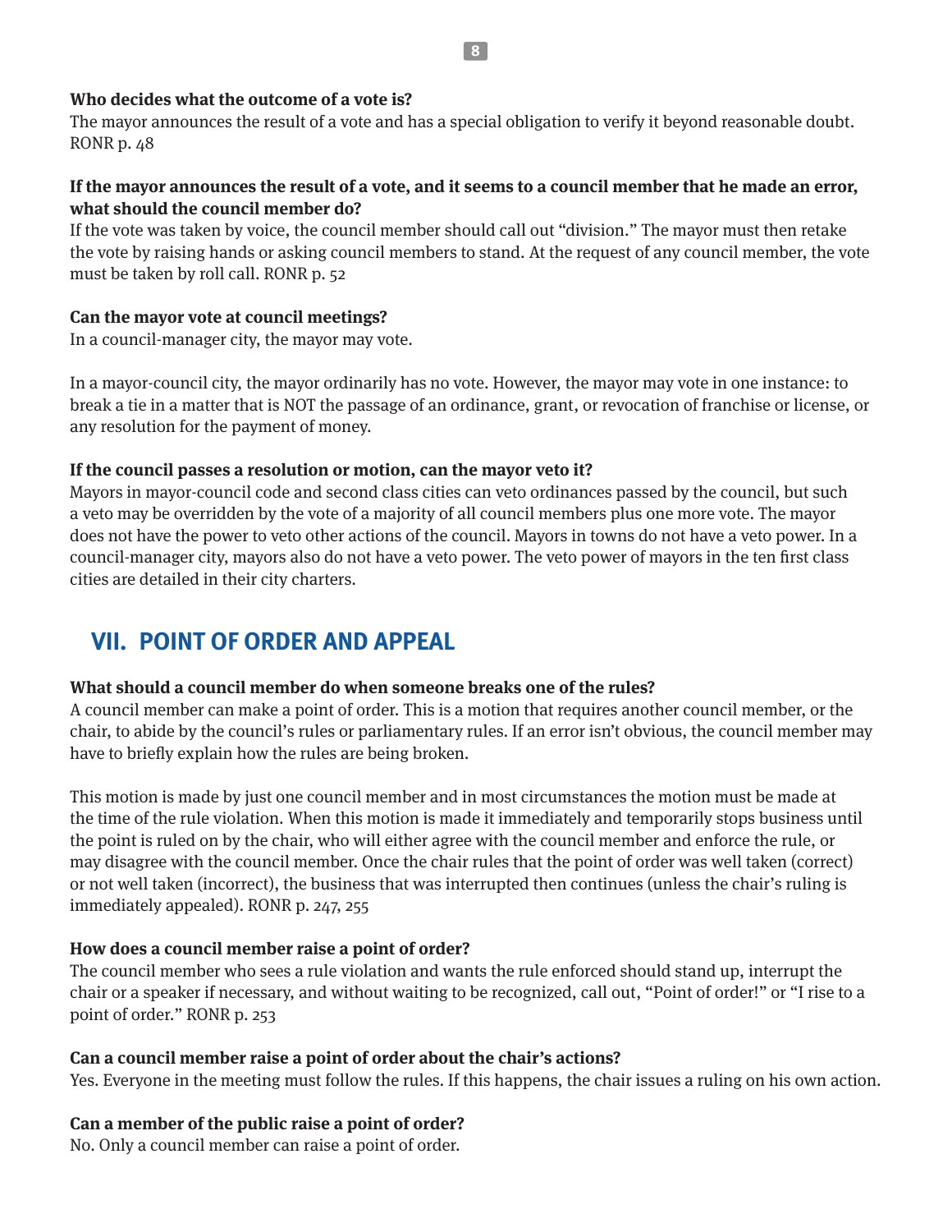**Who decides what the outcome of a vote is?**

The mayor announces the result of a vote and has a special obligation to verify it beyond reasonable doubt. RONR p. 48

**If the mayor announces the result of a vote, and it seems to a council member that he made an error, what should the council member do?**

If the vote was taken by voice, the council member should call out "division." The mayor must then retake the vote by raising hands or asking council members to stand. At the request of any council member, the vote must be taken by roll call. RONR p. 52

**Can the mayor vote at council meetings?**

In a council-manager city, the mayor may vote.

In a mayor-council city, the mayor ordinarily has no vote. However, the mayor may vote in one instance: to break a tie in a matter that is NOT the passage of an ordinance, grant, or revocation of franchise or license, or any resolution for the payment of money.

**If the council passes a resolution or motion, can the mayor veto it?**

Mayors in mayor-council code and second class cities can veto ordinances passed by the council, but such a veto may be overridden by the vote of a majority of all council members plus one more vote. The mayor does not have the power to veto other actions of the council. Mayors in towns do not have a veto power. In a council-manager city, mayors also do not have a veto power. The veto power of mayors in the ten first class cities are detailed in their city charters.

## VII. POINT OF ORDER AND APPEAL

**What should a council member do when someone breaks one of the rules?**

A council member can make a point of order. This is a motion that requires another council member, or the chair, to abide by the council's rules or parliamentary rules. If an error isn't obvious, the council member may have to briefly explain how the rules are being broken.

This motion is made by just one council member and in most circumstances the motion must be made at the time of the rule violation. When this motion is made it immediately and temporarily stops business until the point is ruled on by the chair, who will either agree with the council member and enforce the rule, or may disagree with the council member. Once the chair rules that the point of order was well taken (correct) or not well taken (incorrect), the business that was interrupted then continues (unless the chair's ruling is immediately appealed). RONR p. 247, 255

**How does a council member raise a point of order?**

The council member who sees a rule violation and wants the rule enforced should stand up, interrupt the chair or a speaker if necessary, and without waiting to be recognized, call out, "Point of order!" or "I rise to a point of order." RONR p. 253

**Can a council member raise a point of order about the chair's actions?**

Yes. Everyone in the meeting must follow the rules. If this happens, the chair issues a ruling on his own action.

**Can a member of the public raise a point of order?**

No. Only a council member can raise a point of order.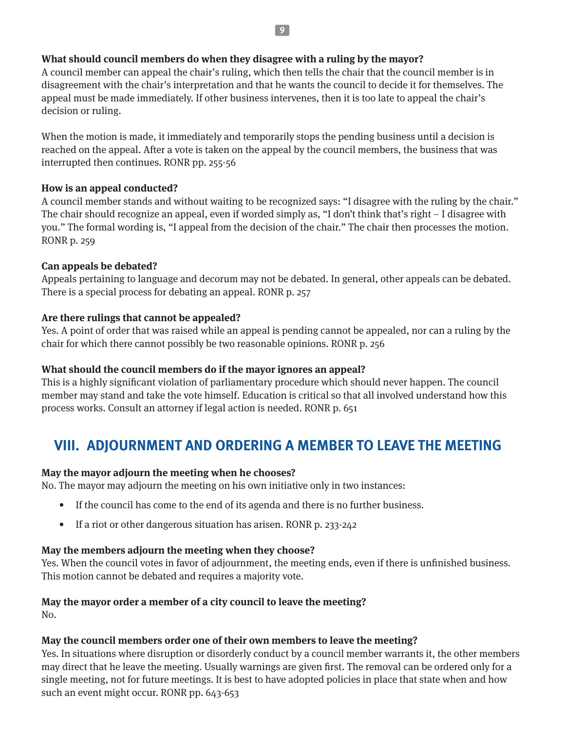**What should council members do when they disagree with a ruling by the mayor?**

A council member can appeal the chair's ruling, which then tells the chair that the council member is in disagreement with the chair's interpretation and that he wants the council to decide it for themselves. The appeal must be made immediately. If other business intervenes, then it is too late to appeal the chair's decision or ruling.

When the motion is made, it immediately and temporarily stops the pending business until a decision is reached on the appeal. After a vote is taken on the appeal by the council members, the business that was interrupted then continues. RONR pp. 255-56

**How is an appeal conducted?**

A council member stands and without waiting to be recognized says: "I disagree with the ruling by the chair." The chair should recognize an appeal, even if worded simply as, "I don't think that's right – I disagree with you." The formal wording is, "I appeal from the decision of the chair." The chair then processes the motion. RONR p. 259

**Can appeals be debated?**

Appeals pertaining to language and decorum may not be debated. In general, other appeals can be debated. There is a special process for debating an appeal. RONR p. 257

**Are there rulings that cannot be appealed?**

Yes. A point of order that was raised while an appeal is pending cannot be appealed, nor can a ruling by the chair for which there cannot possibly be two reasonable opinions. RONR p. 256

**What should the council members do if the mayor ignores an appeal?**

This is a highly significant violation of parliamentary procedure which should never happen. The council member may stand and take the vote himself. Education is critical so that all involved understand how this process works. Consult an attorney if legal action is needed. RONR p. 651

## VIII. ADJOURNMENT AND ORDERING A MEMBER TO LEAVE THE MEETING

**May the mayor adjourn the meeting when he chooses?**

No. The mayor may adjourn the meeting on his own initiative only in two instances:

- If the council has come to the end of its agenda and there is no further business.
- If a riot or other dangerous situation has arisen. RONR p. 233-242

**May the members adjourn the meeting when they choose?**

Yes. When the council votes in favor of adjournment, the meeting ends, even if there is unfinished business. This motion cannot be debated and requires a majority vote.

**May the mayor order a member of a city council to leave the meeting?**

No.

**May the council members order one of their own members to leave the meeting?**

Yes. In situations where disruption or disorderly conduct by a council member warrants it, the other members may direct that he leave the meeting. Usually warnings are given first. The removal can be ordered only for a single meeting, not for future meetings. It is best to have adopted policies in place that state when and how such an event might occur. RONR pp. 643-653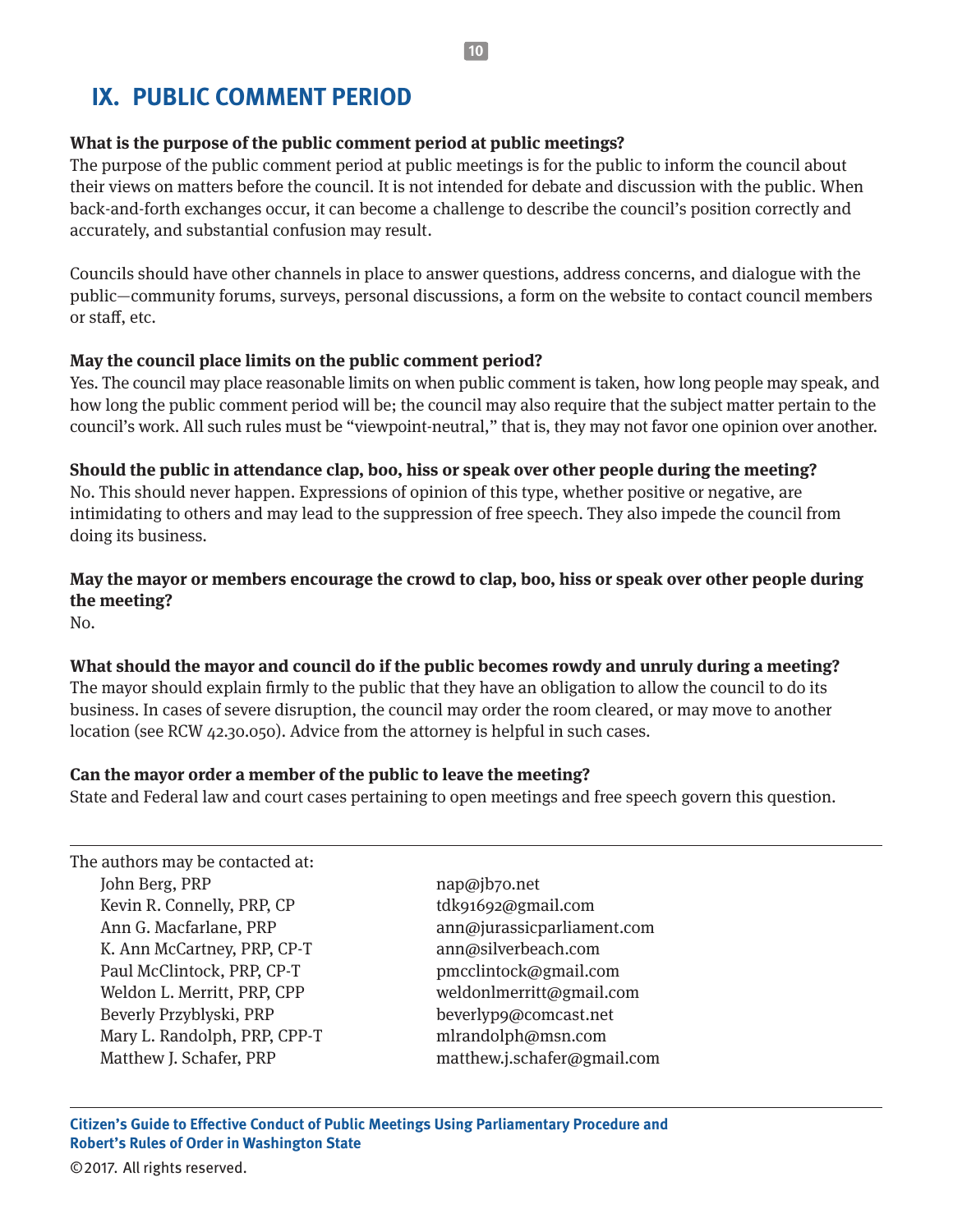## IX. PUBLIC COMMENT PERIOD

**What is the purpose of the public comment period at public meetings?**
The purpose of the public comment period at public meetings is for the public to inform the council about their views on matters before the council. It is not intended for debate and discussion with the public. When back-and-forth exchanges occur, it can become a challenge to describe the council's position correctly and accurately, and substantial confusion may result.

Councils should have other channels in place to answer questions, address concerns, and dialogue with the public—community forums, surveys, personal discussions, a form on the website to contact council members or staff, etc.

**May the council place limits on the public comment period?**
Yes. The council may place reasonable limits on when public comment is taken, how long people may speak, and how long the public comment period will be; the council may also require that the subject matter pertain to the council's work. All such rules must be "viewpoint-neutral," that is, they may not favor one opinion over another.

**Should the public in attendance clap, boo, hiss or speak over other people during the meeting?**
No. This should never happen. Expressions of opinion of this type, whether positive or negative, are intimidating to others and may lead to the suppression of free speech. They also impede the council from doing its business.

**May the mayor or members encourage the crowd to clap, boo, hiss or speak over other people during the meeting?**
No.

**What should the mayor and council do if the public becomes rowdy and unruly during a meeting?**
The mayor should explain firmly to the public that they have an obligation to allow the council to do its business. In cases of severe disruption, the council may order the room cleared, or may move to another location (see RCW 42.30.050). Advice from the attorney is helpful in such cases.

**Can the mayor order a member of the public to leave the meeting?**
State and Federal law and court cases pertaining to open meetings and free speech govern this question.

---

The authors may be contacted at:

| | |
|---|---|
| John Berg, PRP | nap@jb70.net |
| Kevin R. Connelly, PRP, CP | tdk91692@gmail.com |
| Ann G. Macfarlane, PRP | ann@jurassicparliament.com |
| K. Ann McCartney, PRP, CP-T | ann@silverbeach.com |
| Paul McClintock, PRP, CP-T | pmcclintock@gmail.com |
| Weldon L. Merritt, PRP, CPP | weldonlmerritt@gmail.com |
| Beverly Przyblyski, PRP | beverlyp9@comcast.net |
| Mary L. Randolph, PRP, CPP-T | mlrandolph@msn.com |
| Matthew J. Schafer, PRP | matthew.j.schafer@gmail.com |

---

**Citizen's Guide to Effective Conduct of Public Meetings Using Parliamentary Procedure and Robert's Rules of Order in Washington State**

©2017. All rights reserved.